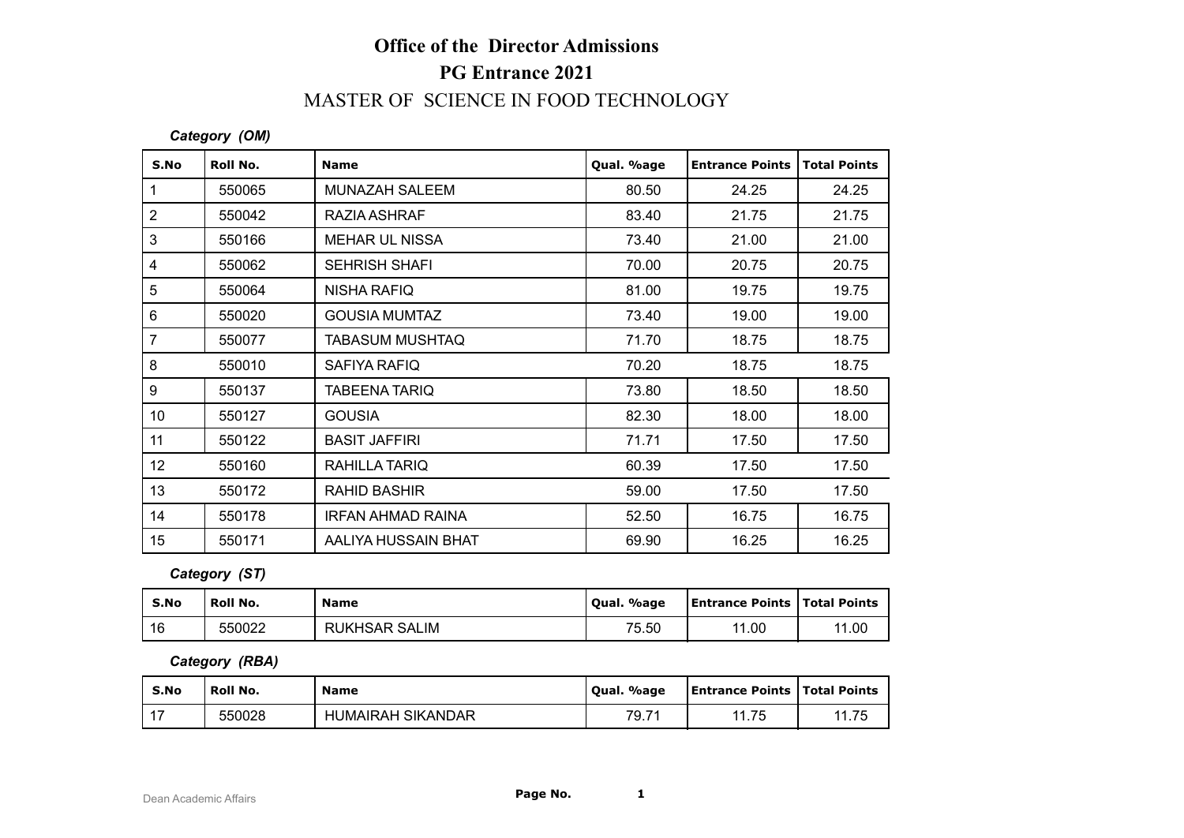# Office of the Director Admissions

## PG Entrance 2021

## MASTER OF SCIENCE IN FOOD TECHNOLOGY

***Category (OM)***

| S.No | Roll No. | Name | Qual. %age | Entrance Points | Total Points |
|---|---|---|---|---|---|
| 1 | 550065 | MUNAZAH SALEEM | 80.50 | 24.25 | 24.25 |
| 2 | 550042 | RAZIA ASHRAF | 83.40 | 21.75 | 21.75 |
| 3 | 550166 | MEHAR UL NISSA | 73.40 | 21.00 | 21.00 |
| 4 | 550062 | SEHRISH SHAFI | 70.00 | 20.75 | 20.75 |
| 5 | 550064 | NISHA RAFIQ | 81.00 | 19.75 | 19.75 |
| 6 | 550020 | GOUSIA MUMTAZ | 73.40 | 19.00 | 19.00 |
| 7 | 550077 | TABASUM MUSHTAQ | 71.70 | 18.75 | 18.75 |
| 8 | 550010 | SAFIYA RAFIQ | 70.20 | 18.75 | 18.75 |
| 9 | 550137 | TABEENA TARIQ | 73.80 | 18.50 | 18.50 |
| 10 | 550127 | GOUSIA | 82.30 | 18.00 | 18.00 |
| 11 | 550122 | BASIT JAFFIRI | 71.71 | 17.50 | 17.50 |
| 12 | 550160 | RAHILLA TARIQ | 60.39 | 17.50 | 17.50 |
| 13 | 550172 | RAHID BASHIR | 59.00 | 17.50 | 17.50 |
| 14 | 550178 | IRFAN AHMAD RAINA | 52.50 | 16.75 | 16.75 |
| 15 | 550171 | AALIYA HUSSAIN BHAT | 69.90 | 16.25 | 16.25 |

***Category (ST)***

| S.No | Roll No. | Name | Qual. %age | Entrance Points | Total Points |
|---|---|---|---|---|---|
| 16 | 550022 | RUKHSAR SALIM | 75.50 | 11.00 | 11.00 |

***Category (RBA)***

| S.No | Roll No. | Name | Qual. %age | Entrance Points | Total Points |
|---|---|---|---|---|---|
| 17 | 550028 | HUMAIRAH SIKANDAR | 79.71 | 11.75 | 11.75 |

Dean Academic Affairs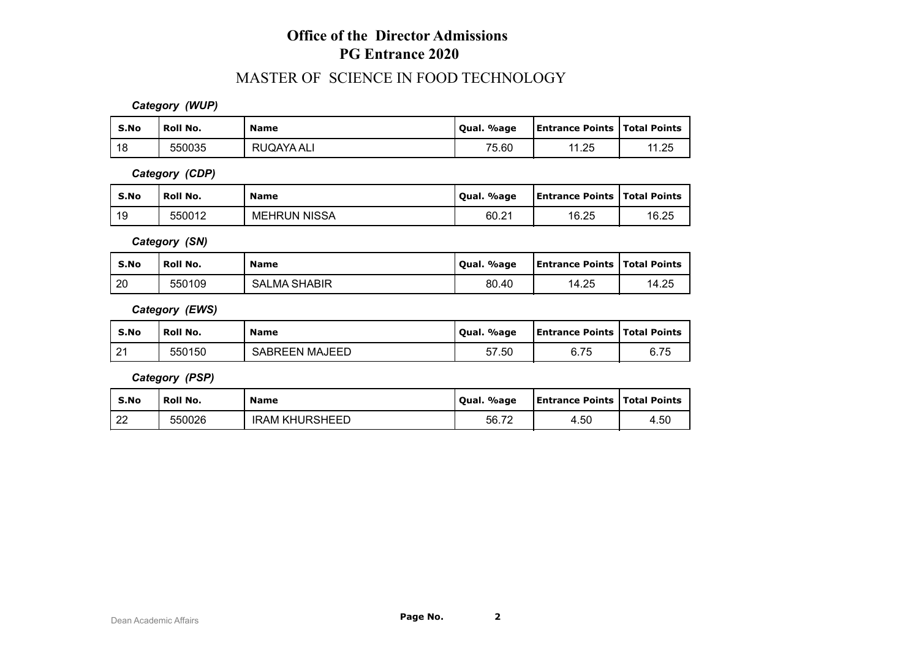# Office of the Director Admissions
# PG Entrance 2020

## MASTER OF SCIENCE IN FOOD TECHNOLOGY

***Category (WUP)***

| S.No | Roll No. | Name | Qual. %age | Entrance Points | Total Points |
|---|---|---|---|---|---|
| 18 | 550035 | RUQAYA ALI | 75.60 | 11.25 | 11.25 |

***Category (CDP)***

| S.No | Roll No. | Name | Qual. %age | Entrance Points | Total Points |
|---|---|---|---|---|---|
| 19 | 550012 | MEHRUN NISSA | 60.21 | 16.25 | 16.25 |

***Category (SN)***

| S.No | Roll No. | Name | Qual. %age | Entrance Points | Total Points |
|---|---|---|---|---|---|
| 20 | 550109 | SALMA SHABIR | 80.40 | 14.25 | 14.25 |

***Category (EWS)***

| S.No | Roll No. | Name | Qual. %age | Entrance Points | Total Points |
|---|---|---|---|---|---|
| 21 | 550150 | SABREEN MAJEED | 57.50 | 6.75 | 6.75 |

***Category (PSP)***

| S.No | Roll No. | Name | Qual. %age | Entrance Points | Total Points |
|---|---|---|---|---|---|
| 22 | 550026 | IRAM KHURSHEED | 56.72 | 4.50 | 4.50 |

Dean Academic Affairs